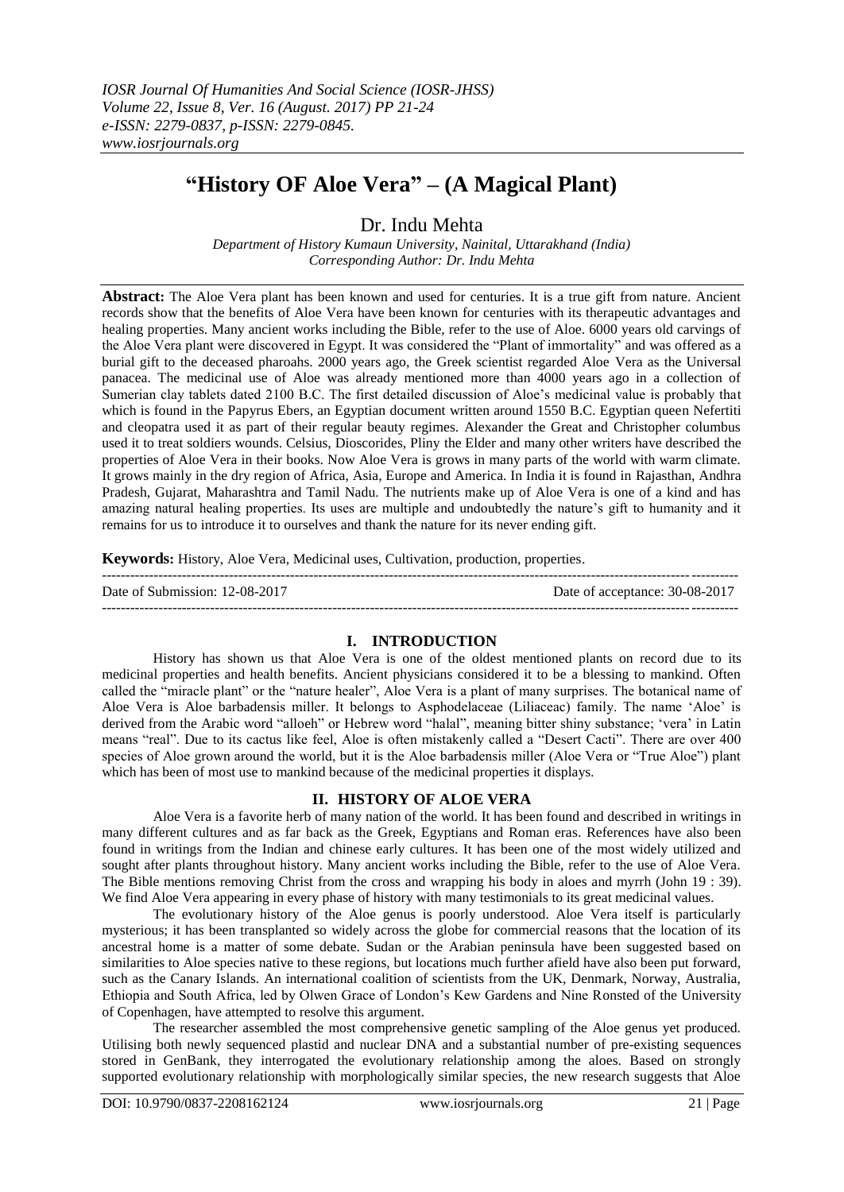# "History OF Aloe Vera" – (A Magical Plant)

Dr. Indu Mehta

*Department of History Kumaun University, Nainital, Uttarakhand (India)*
*Corresponding Author: Dr. Indu Mehta*

**Abstract:** The Aloe Vera plant has been known and used for centuries. It is a true gift from nature. Ancient records show that the benefits of Aloe Vera have been known for centuries with its therapeutic advantages and healing properties. Many ancient works including the Bible, refer to the use of Aloe. 6000 years old carvings of the Aloe Vera plant were discovered in Egypt. It was considered the "Plant of immortality" and was offered as a burial gift to the deceased pharoahs. 2000 years ago, the Greek scientist regarded Aloe Vera as the Universal panacea. The medicinal use of Aloe was already mentioned more than 4000 years ago in a collection of Sumerian clay tablets dated 2100 B.C. The first detailed discussion of Aloe's medicinal value is probably that which is found in the Papyrus Ebers, an Egyptian document written around 1550 B.C. Egyptian queen Nefertiti and cleopatra used it as part of their regular beauty regimes. Alexander the Great and Christopher columbus used it to treat soldiers wounds. Celsius, Dioscorides, Pliny the Elder and many other writers have described the properties of Aloe Vera in their books. Now Aloe Vera is grows in many parts of the world with warm climate. It grows mainly in the dry region of Africa, Asia, Europe and America. In India it is found in Rajasthan, Andhra Pradesh, Gujarat, Maharashtra and Tamil Nadu. The nutrients make up of Aloe Vera is one of a kind and has amazing natural healing properties. Its uses are multiple and undoubtedly the nature's gift to humanity and it remains for us to introduce it to ourselves and thank the nature for its never ending gift.

**Keywords:** History, Aloe Vera, Medicinal uses, Cultivation, production, properties.

Date of Submission: 12-08-2017 Date of acceptance: 30-08-2017

## I. INTRODUCTION

History has shown us that Aloe Vera is one of the oldest mentioned plants on record due to its medicinal properties and health benefits. Ancient physicians considered it to be a blessing to mankind. Often called the "miracle plant" or the "nature healer", Aloe Vera is a plant of many surprises. The botanical name of Aloe Vera is Aloe barbadensis miller. It belongs to Asphodelaceae (Liliaceac) family. The name 'Aloe' is derived from the Arabic word "alloeh" or Hebrew word "halal", meaning bitter shiny substance; 'vera' in Latin means "real". Due to its cactus like feel, Aloe is often mistakenly called a "Desert Cacti". There are over 400 species of Aloe grown around the world, but it is the Aloe barbadensis miller (Aloe Vera or "True Aloe") plant which has been of most use to mankind because of the medicinal properties it displays.

## II. HISTORY OF ALOE VERA

Aloe Vera is a favorite herb of many nation of the world. It has been found and described in writings in many different cultures and as far back as the Greek, Egyptians and Roman eras. References have also been found in writings from the Indian and chinese early cultures. It has been one of the most widely utilized and sought after plants throughout history. Many ancient works including the Bible, refer to the use of Aloe Vera. The Bible mentions removing Christ from the cross and wrapping his body in aloes and myrrh (John 19 : 39). We find Aloe Vera appearing in every phase of history with many testimonials to its great medicinal values.

The evolutionary history of the Aloe genus is poorly understood. Aloe Vera itself is particularly mysterious; it has been transplanted so widely across the globe for commercial reasons that the location of its ancestral home is a matter of some debate. Sudan or the Arabian peninsula have been suggested based on similarities to Aloe species native to these regions, but locations much further afield have also been put forward, such as the Canary Islands. An international coalition of scientists from the UK, Denmark, Norway, Australia, Ethiopia and South Africa, led by Olwen Grace of London's Kew Gardens and Nine Ronsted of the University of Copenhagen, have attempted to resolve this argument.

The researcher assembled the most comprehensive genetic sampling of the Aloe genus yet produced. Utilising both newly sequenced plastid and nuclear DNA and a substantial number of pre-existing sequences stored in GenBank, they interrogated the evolutionary relationship among the aloes. Based on strongly supported evolutionary relationship with morphologically similar species, the new research suggests that Aloe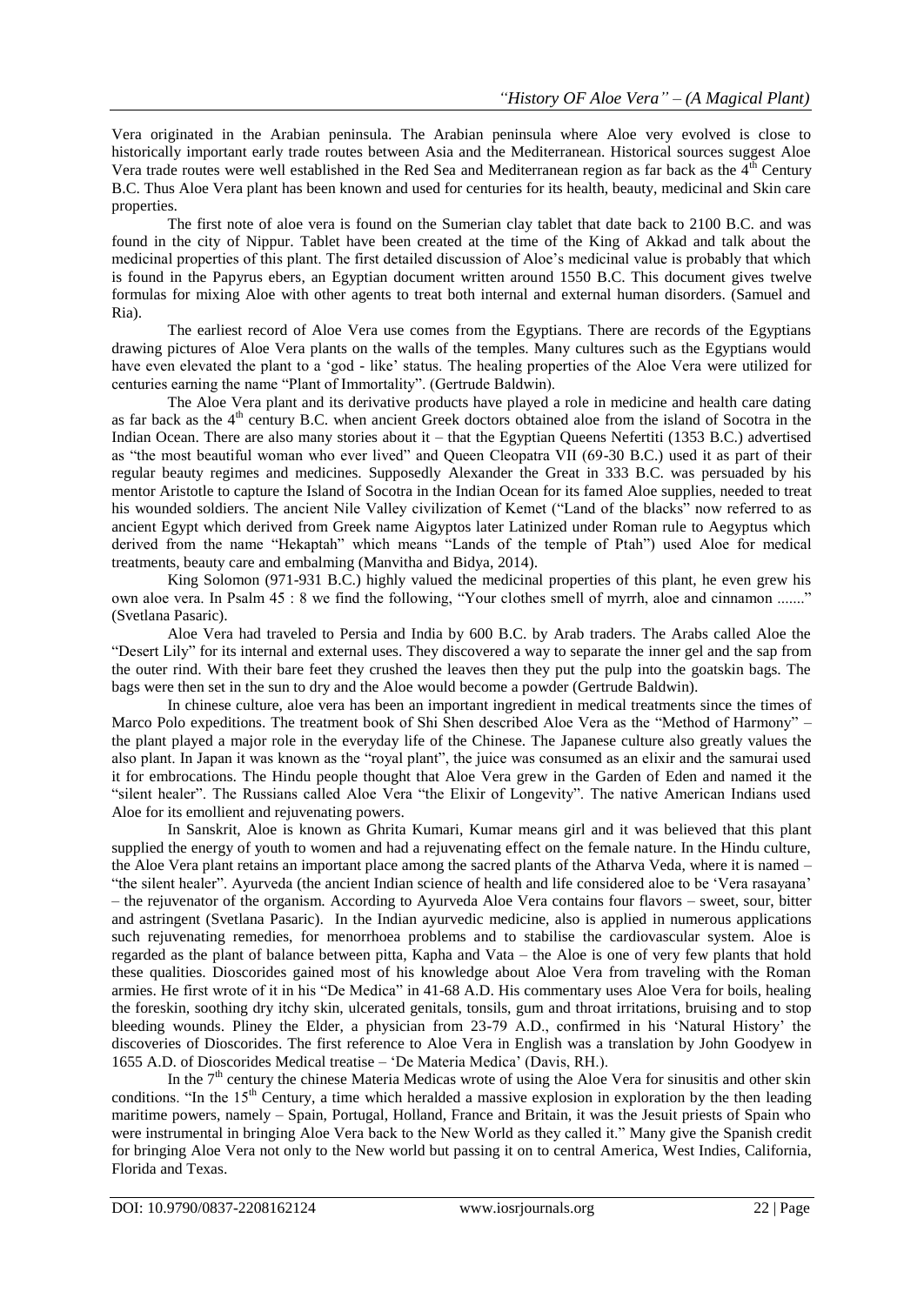Vera originated in the Arabian peninsula. The Arabian peninsula where Aloe very evolved is close to historically important early trade routes between Asia and the Mediterranean. Historical sources suggest Aloe Vera trade routes were well established in the Red Sea and Mediterranean region as far back as the 4th Century B.C. Thus Aloe Vera plant has been known and used for centuries for its health, beauty, medicinal and Skin care properties.

The first note of aloe vera is found on the Sumerian clay tablet that date back to 2100 B.C. and was found in the city of Nippur. Tablet have been created at the time of the King of Akkad and talk about the medicinal properties of this plant. The first detailed discussion of Aloe's medicinal value is probably that which is found in the Papyrus ebers, an Egyptian document written around 1550 B.C. This document gives twelve formulas for mixing Aloe with other agents to treat both internal and external human disorders. (Samuel and Ria).

The earliest record of Aloe Vera use comes from the Egyptians. There are records of the Egyptians drawing pictures of Aloe Vera plants on the walls of the temples. Many cultures such as the Egyptians would have even elevated the plant to a 'god - like' status. The healing properties of the Aloe Vera were utilized for centuries earning the name "Plant of Immortality". (Gertrude Baldwin).

The Aloe Vera plant and its derivative products have played a role in medicine and health care dating as far back as the 4th century B.C. when ancient Greek doctors obtained aloe from the island of Socotra in the Indian Ocean. There are also many stories about it – that the Egyptian Queens Nefertiti (1353 B.C.) advertised as "the most beautiful woman who ever lived" and Queen Cleopatra VII (69-30 B.C.) used it as part of their regular beauty regimes and medicines. Supposedly Alexander the Great in 333 B.C. was persuaded by his mentor Aristotle to capture the Island of Socotra in the Indian Ocean for its famed Aloe supplies, needed to treat his wounded soldiers. The ancient Nile Valley civilization of Kemet ("Land of the blacks" now referred to as ancient Egypt which derived from Greek name Aigyptos later Latinized under Roman rule to Aegyptus which derived from the name "Hekaptah" which means "Lands of the temple of Ptah") used Aloe for medical treatments, beauty care and embalming (Manvitha and Bidya, 2014).

King Solomon (971-931 B.C.) highly valued the medicinal properties of this plant, he even grew his own aloe vera. In Psalm 45 : 8 we find the following, "Your clothes smell of myrrh, aloe and cinnamon ......." (Svetlana Pasaric).

Aloe Vera had traveled to Persia and India by 600 B.C. by Arab traders. The Arabs called Aloe the "Desert Lily" for its internal and external uses. They discovered a way to separate the inner gel and the sap from the outer rind. With their bare feet they crushed the leaves then they put the pulp into the goatskin bags. The bags were then set in the sun to dry and the Aloe would become a powder (Gertrude Baldwin).

In chinese culture, aloe vera has been an important ingredient in medical treatments since the times of Marco Polo expeditions. The treatment book of Shi Shen described Aloe Vera as the "Method of Harmony" – the plant played a major role in the everyday life of the Chinese. The Japanese culture also greatly values the also plant. In Japan it was known as the "royal plant", the juice was consumed as an elixir and the samurai used it for embrocations. The Hindu people thought that Aloe Vera grew in the Garden of Eden and named it the "silent healer". The Russians called Aloe Vera "the Elixir of Longevity". The native American Indians used Aloe for its emollient and rejuvenating powers.

In Sanskrit, Aloe is known as Ghrita Kumari, Kumar means girl and it was believed that this plant supplied the energy of youth to women and had a rejuvenating effect on the female nature. In the Hindu culture, the Aloe Vera plant retains an important place among the sacred plants of the Atharva Veda, where it is named – "the silent healer". Ayurveda (the ancient Indian science of health and life considered aloe to be 'Vera rasayana' – the rejuvenator of the organism. According to Ayurveda Aloe Vera contains four flavors – sweet, sour, bitter and astringent (Svetlana Pasaric). In the Indian ayurvedic medicine, also is applied in numerous applications such rejuvenating remedies, for menorrhoea problems and to stabilise the cardiovascular system. Aloe is regarded as the plant of balance between pitta, Kapha and Vata – the Aloe is one of very few plants that hold these qualities. Dioscorides gained most of his knowledge about Aloe Vera from traveling with the Roman armies. He first wrote of it in his "De Medica" in 41-68 A.D. His commentary uses Aloe Vera for boils, healing the foreskin, soothing dry itchy skin, ulcerated genitals, tonsils, gum and throat irritations, bruising and to stop bleeding wounds. Pliny the Elder, a physician from 23-79 A.D., confirmed in his 'Natural History' the discoveries of Dioscorides. The first reference to Aloe Vera in English was a translation by John Goodyew in 1655 A.D. of Dioscorides Medical treatise – 'De Materia Medica' (Davis, RH.).

In the 7th century the chinese Materia Medicas wrote of using the Aloe Vera for sinusitis and other skin conditions. "In the 15th Century, a time which heralded a massive explosion in exploration by the then leading maritime powers, namely – Spain, Portugal, Holland, France and Britain, it was the Jesuit priests of Spain who were instrumental in bringing Aloe Vera back to the New World as they called it." Many give the Spanish credit for bringing Aloe Vera not only to the New world but passing it on to central America, West Indies, California, Florida and Texas.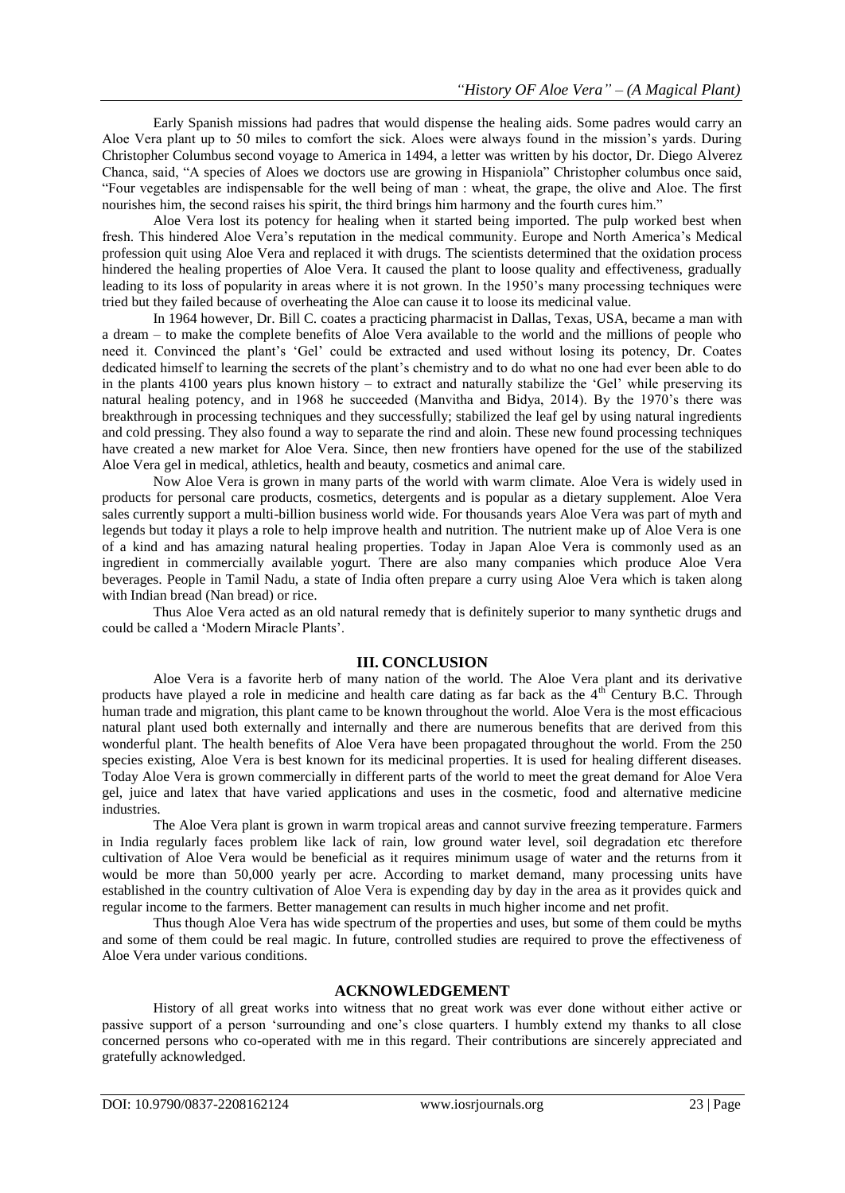Early Spanish missions had padres that would dispense the healing aids. Some padres would carry an Aloe Vera plant up to 50 miles to comfort the sick. Aloes were always found in the mission's yards. During Christopher Columbus second voyage to America in 1494, a letter was written by his doctor, Dr. Diego Alverez Chanca, said, "A species of Aloes we doctors use are growing in Hispaniola" Christopher columbus once said, "Four vegetables are indispensable for the well being of man : wheat, the grape, the olive and Aloe. The first nourishes him, the second raises his spirit, the third brings him harmony and the fourth cures him."

Aloe Vera lost its potency for healing when it started being imported. The pulp worked best when fresh. This hindered Aloe Vera's reputation in the medical community. Europe and North America's Medical profession quit using Aloe Vera and replaced it with drugs. The scientists determined that the oxidation process hindered the healing properties of Aloe Vera. It caused the plant to loose quality and effectiveness, gradually leading to its loss of popularity in areas where it is not grown. In the 1950's many processing techniques were tried but they failed because of overheating the Aloe can cause it to loose its medicinal value.

In 1964 however, Dr. Bill C. coates a practicing pharmacist in Dallas, Texas, USA, became a man with a dream – to make the complete benefits of Aloe Vera available to the world and the millions of people who need it. Convinced the plant's 'Gel' could be extracted and used without losing its potency, Dr. Coates dedicated himself to learning the secrets of the plant's chemistry and to do what no one had ever been able to do in the plants 4100 years plus known history – to extract and naturally stabilize the 'Gel' while preserving its natural healing potency, and in 1968 he succeeded (Manvitha and Bidya, 2014). By the 1970's there was breakthrough in processing techniques and they successfully; stabilized the leaf gel by using natural ingredients and cold pressing. They also found a way to separate the rind and aloin. These new found processing techniques have created a new market for Aloe Vera. Since, then new frontiers have opened for the use of the stabilized Aloe Vera gel in medical, athletics, health and beauty, cosmetics and animal care.

Now Aloe Vera is grown in many parts of the world with warm climate. Aloe Vera is widely used in products for personal care products, cosmetics, detergents and is popular as a dietary supplement. Aloe Vera sales currently support a multi-billion business world wide. For thousands years Aloe Vera was part of myth and legends but today it plays a role to help improve health and nutrition. The nutrient make up of Aloe Vera is one of a kind and has amazing natural healing properties. Today in Japan Aloe Vera is commonly used as an ingredient in commercially available yogurt. There are also many companies which produce Aloe Vera beverages. People in Tamil Nadu, a state of India often prepare a curry using Aloe Vera which is taken along with Indian bread (Nan bread) or rice.

Thus Aloe Vera acted as an old natural remedy that is definitely superior to many synthetic drugs and could be called a 'Modern Miracle Plants'.

## III. CONCLUSION

Aloe Vera is a favorite herb of many nation of the world. The Aloe Vera plant and its derivative products have played a role in medicine and health care dating as far back as the 4th Century B.C. Through human trade and migration, this plant came to be known throughout the world. Aloe Vera is the most efficacious natural plant used both externally and internally and there are numerous benefits that are derived from this wonderful plant. The health benefits of Aloe Vera have been propagated throughout the world. From the 250 species existing, Aloe Vera is best known for its medicinal properties. It is used for healing different diseases. Today Aloe Vera is grown commercially in different parts of the world to meet the great demand for Aloe Vera gel, juice and latex that have varied applications and uses in the cosmetic, food and alternative medicine industries.

The Aloe Vera plant is grown in warm tropical areas and cannot survive freezing temperature. Farmers in India regularly faces problem like lack of rain, low ground water level, soil degradation etc therefore cultivation of Aloe Vera would be beneficial as it requires minimum usage of water and the returns from it would be more than 50,000 yearly per acre. According to market demand, many processing units have established in the country cultivation of Aloe Vera is expending day by day in the area as it provides quick and regular income to the farmers. Better management can results in much higher income and net profit.

Thus though Aloe Vera has wide spectrum of the properties and uses, but some of them could be myths and some of them could be real magic. In future, controlled studies are required to prove the effectiveness of Aloe Vera under various conditions.

## ACKNOWLEDGEMENT

History of all great works into witness that no great work was ever done without either active or passive support of a person 'surrounding and one's close quarters. I humbly extend my thanks to all close concerned persons who co-operated with me in this regard. Their contributions are sincerely appreciated and gratefully acknowledged.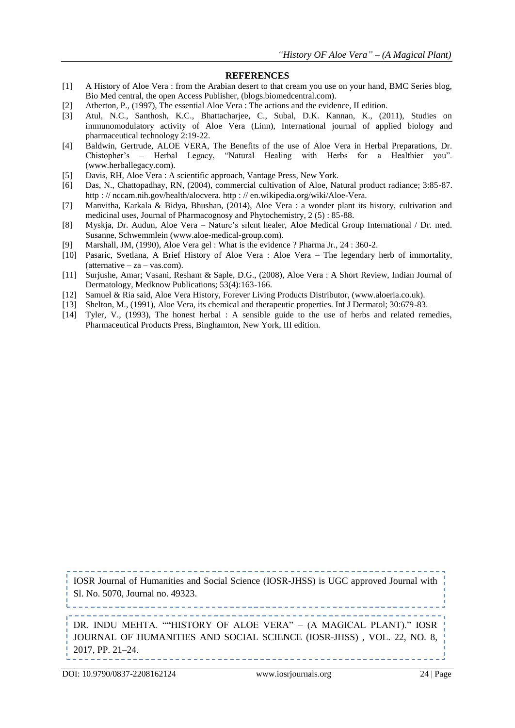## REFERENCES

[1] A History of Aloe Vera : from the Arabian desert to that cream you use on your hand, BMC Series blog, Bio Med central, the open Access Publisher, (blogs.biomedcentral.com).

[2] Atherton, P., (1997), The essential Aloe Vera : The actions and the evidence, II edition.

[3] Atul, N.C., Santhosh, K.C., Bhattacharjee, C., Subal, D.K. Kannan, K., (2011), Studies on immunomodulatory activity of Aloe Vera (Linn), International journal of applied biology and pharmaceutical technology 2:19-22.

[4] Baldwin, Gertrude, ALOE VERA, The Benefits of the use of Aloe Vera in Herbal Preparations, Dr. Chistopher's – Herbal Legacy, "Natural Healing with Herbs for a Healthier you". (www.herballegacy.com).

[5] Davis, RH, Aloe Vera : A scientific approach, Vantage Press, New York.

[6] Das, N., Chattopadhay, RN, (2004), commercial cultivation of Aloe, Natural product radiance; 3:85-87. http : // nccam.nih.gov/health/alocvera. http : // en.wikipedia.org/wiki/Aloe-Vera.

[7] Manvitha, Karkala & Bidya, Bhushan, (2014), Aloe Vera : a wonder plant its history, cultivation and medicinal uses, Journal of Pharmacognosy and Phytochemistry, 2 (5) : 85-88.

[8] Myskja, Dr. Audun, Aloe Vera – Nature's silent healer, Aloe Medical Group International / Dr. med. Susanne, Schwemmlein (www.aloe-medical-group.com).

[9] Marshall, JM, (1990), Aloe Vera gel : What is the evidence ? Pharma Jr., 24 : 360-2.

[10] Pasaric, Svetlana, A Brief History of Aloe Vera : Aloe Vera – The legendary herb of immortality, (atternative – za – vas.com).

[11] Surjushe, Amar; Vasani, Resham & Saple, D.G., (2008), Aloe Vera : A Short Review, Indian Journal of Dermatology, Medknow Publications; 53(4):163-166.

[12] Samuel & Ria said, Aloe Vera History, Forever Living Products Distributor, (www.aloeria.co.uk).

[13] Shelton, M., (1991), Aloe Vera, its chemical and therapeutic properties. Int J Dermatol; 30:679-83.

[14] Tyler, V., (1993), The honest herbal : A sensible guide to the use of herbs and related remedies, Pharmaceutical Products Press, Binghamton, New York, III edition.

IOSR Journal of Humanities and Social Science (IOSR-JHSS) is UGC approved Journal with Sl. No. 5070, Journal no. 49323.

DR. INDU MEHTA. ""HISTORY OF ALOE VERA" – (A MAGICAL PLANT)." IOSR JOURNAL OF HUMANITIES AND SOCIAL SCIENCE (IOSR-JHSS) , VOL. 22, NO. 8, 2017, PP. 21–24.